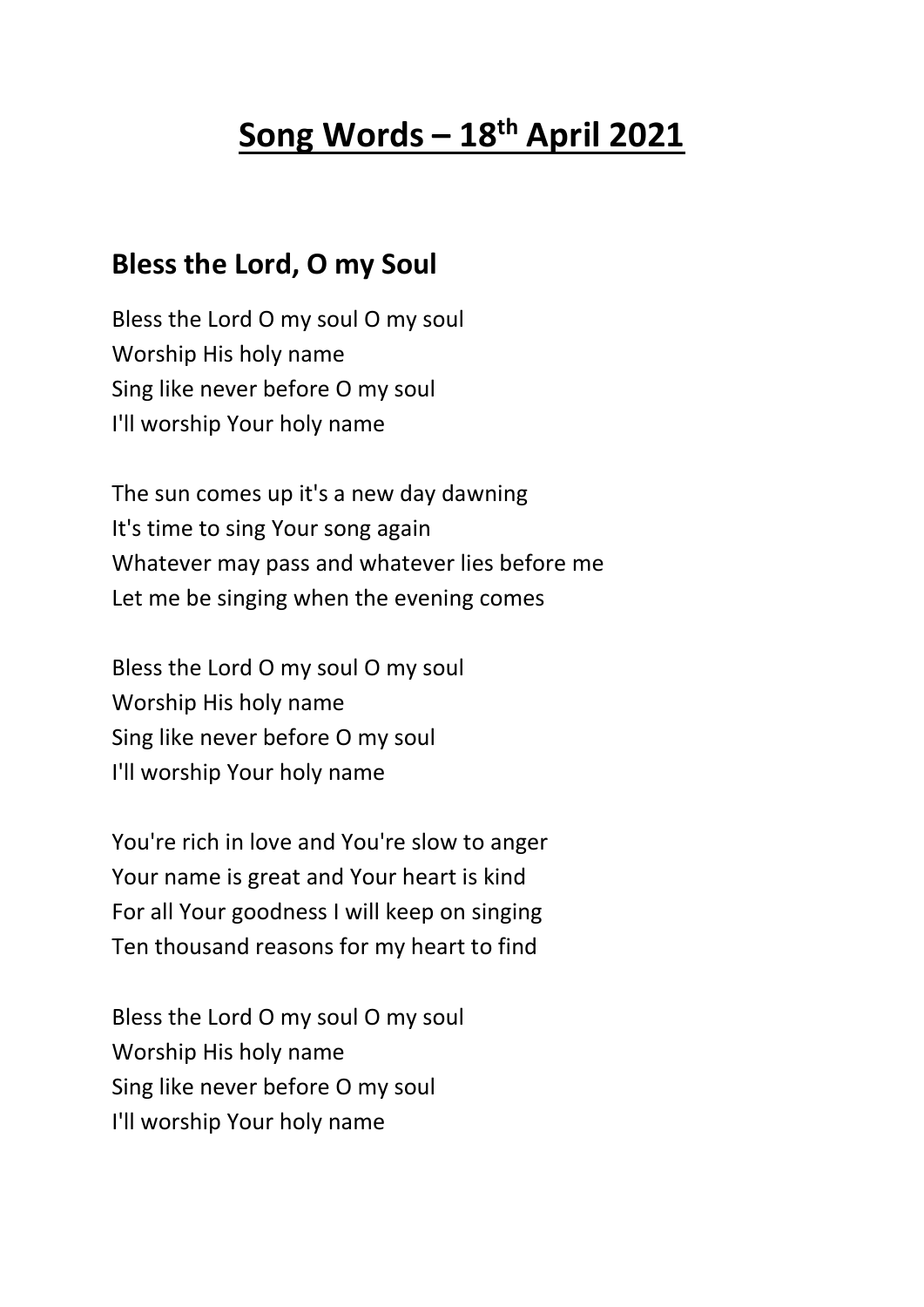# Song Words – 18th April 2021

## Bless the Lord, O my Soul

Bless the Lord O my soul O my soul
Worship His holy name
Sing like never before O my soul
I'll worship Your holy name

The sun comes up it's a new day dawning
It's time to sing Your song again
Whatever may pass and whatever lies before me
Let me be singing when the evening comes

Bless the Lord O my soul O my soul
Worship His holy name
Sing like never before O my soul
I'll worship Your holy name

You're rich in love and You're slow to anger
Your name is great and Your heart is kind
For all Your goodness I will keep on singing
Ten thousand reasons for my heart to find

Bless the Lord O my soul O my soul
Worship His holy name
Sing like never before O my soul
I'll worship Your holy name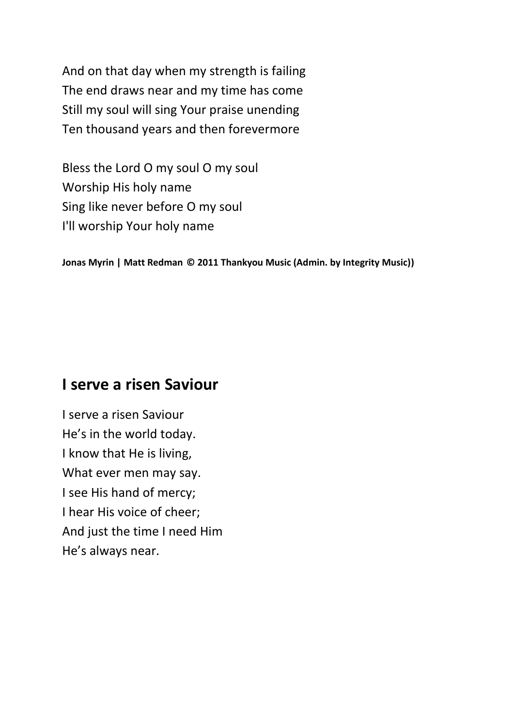And on that day when my strength is failing
The end draws near and my time has come
Still my soul will sing Your praise unending
Ten thousand years and then forevermore

Bless the Lord O my soul O my soul
Worship His holy name
Sing like never before O my soul
I'll worship Your holy name

**Jonas Myrin | Matt Redman © 2011 Thankyou Music (Admin. by Integrity Music))**

## I serve a risen Saviour

I serve a risen Saviour
He's in the world today.
I know that He is living,
What ever men may say.
I see His hand of mercy;
I hear His voice of cheer;
And just the time I need Him
He's always near.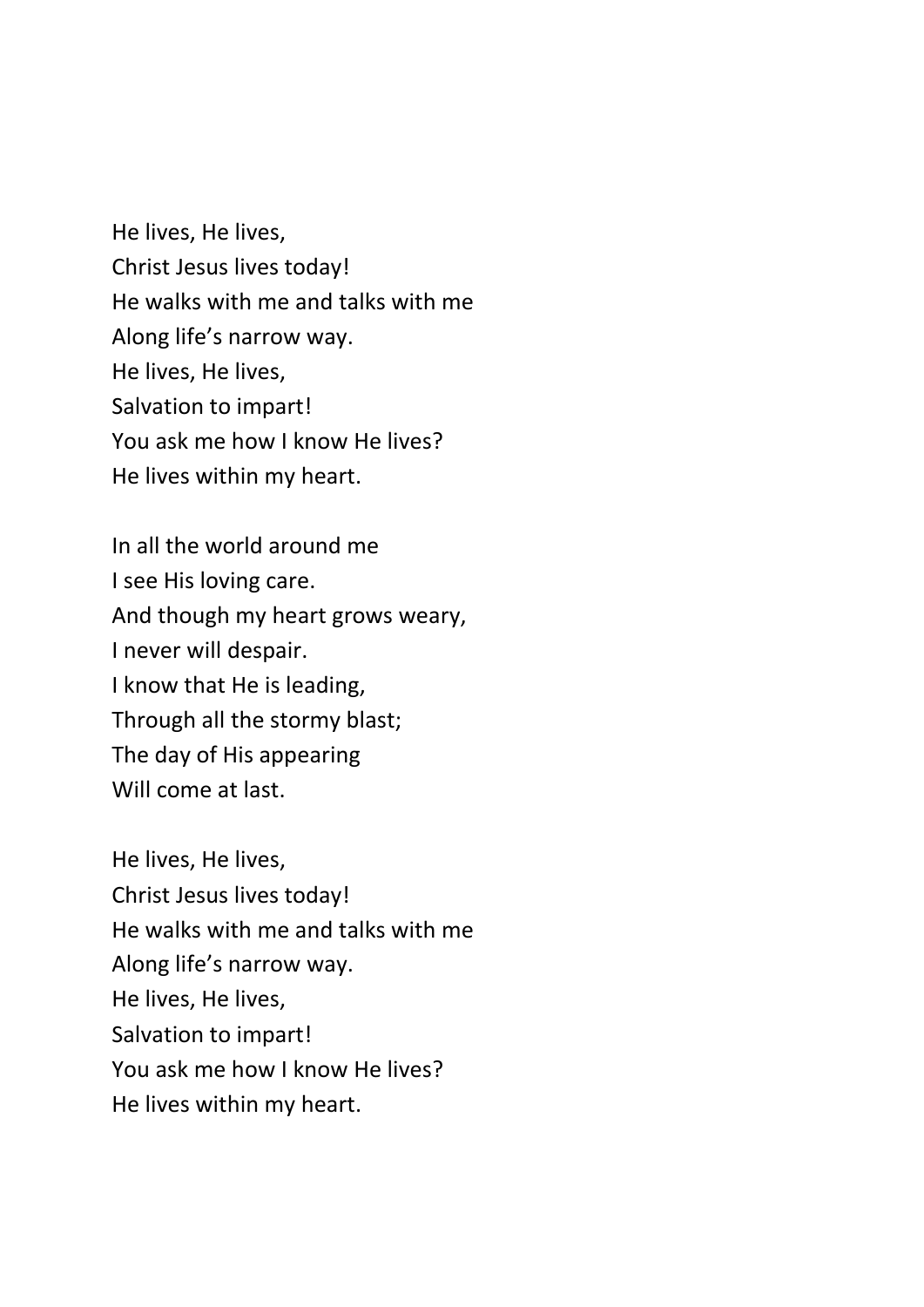He lives, He lives,  
Christ Jesus lives today!  
He walks with me and talks with me  
Along life's narrow way.  
He lives, He lives,  
Salvation to impart!  
You ask me how I know He lives?  
He lives within my heart.

In all the world around me  
I see His loving care.  
And though my heart grows weary,  
I never will despair.  
I know that He is leading,  
Through all the stormy blast;  
The day of His appearing  
Will come at last.

He lives, He lives,  
Christ Jesus lives today!  
He walks with me and talks with me  
Along life's narrow way.  
He lives, He lives,  
Salvation to impart!  
You ask me how I know He lives?  
He lives within my heart.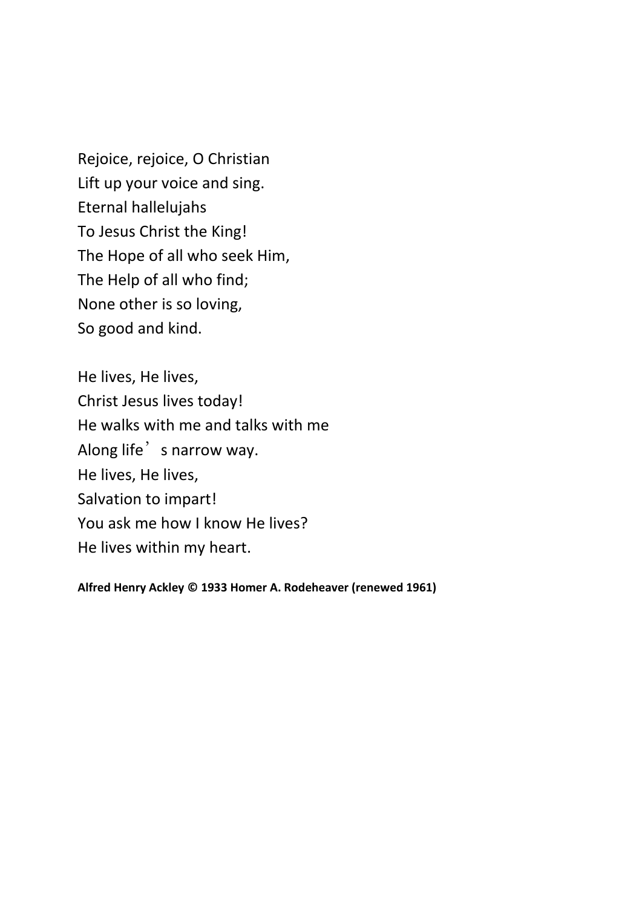Rejoice, rejoice, O Christian  
Lift up your voice and sing.  
Eternal hallelujahs  
To Jesus Christ the King!  
The Hope of all who seek Him,  
The Help of all who find;  
None other is so loving,  
So good and kind.

He lives, He lives,  
Christ Jesus lives today!  
He walks with me and talks with me  
Along life's narrow way.  
He lives, He lives,  
Salvation to impart!  
You ask me how I know He lives?  
He lives within my heart.

**Alfred Henry Ackley © 1933 Homer A. Rodeheaver (renewed 1961)**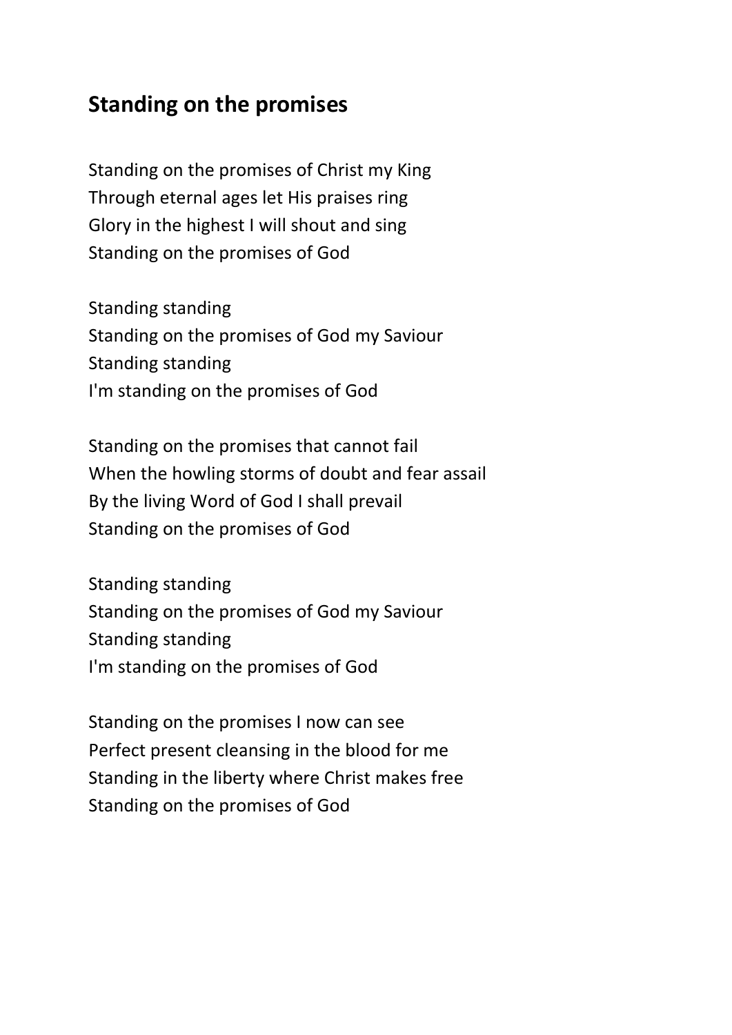## Standing on the promises

Standing on the promises of Christ my King
Through eternal ages let His praises ring
Glory in the highest I will shout and sing
Standing on the promises of God

Standing standing
Standing on the promises of God my Saviour
Standing standing
I'm standing on the promises of God

Standing on the promises that cannot fail
When the howling storms of doubt and fear assail
By the living Word of God I shall prevail
Standing on the promises of God

Standing standing
Standing on the promises of God my Saviour
Standing standing
I'm standing on the promises of God

Standing on the promises I now can see
Perfect present cleansing in the blood for me
Standing in the liberty where Christ makes free
Standing on the promises of God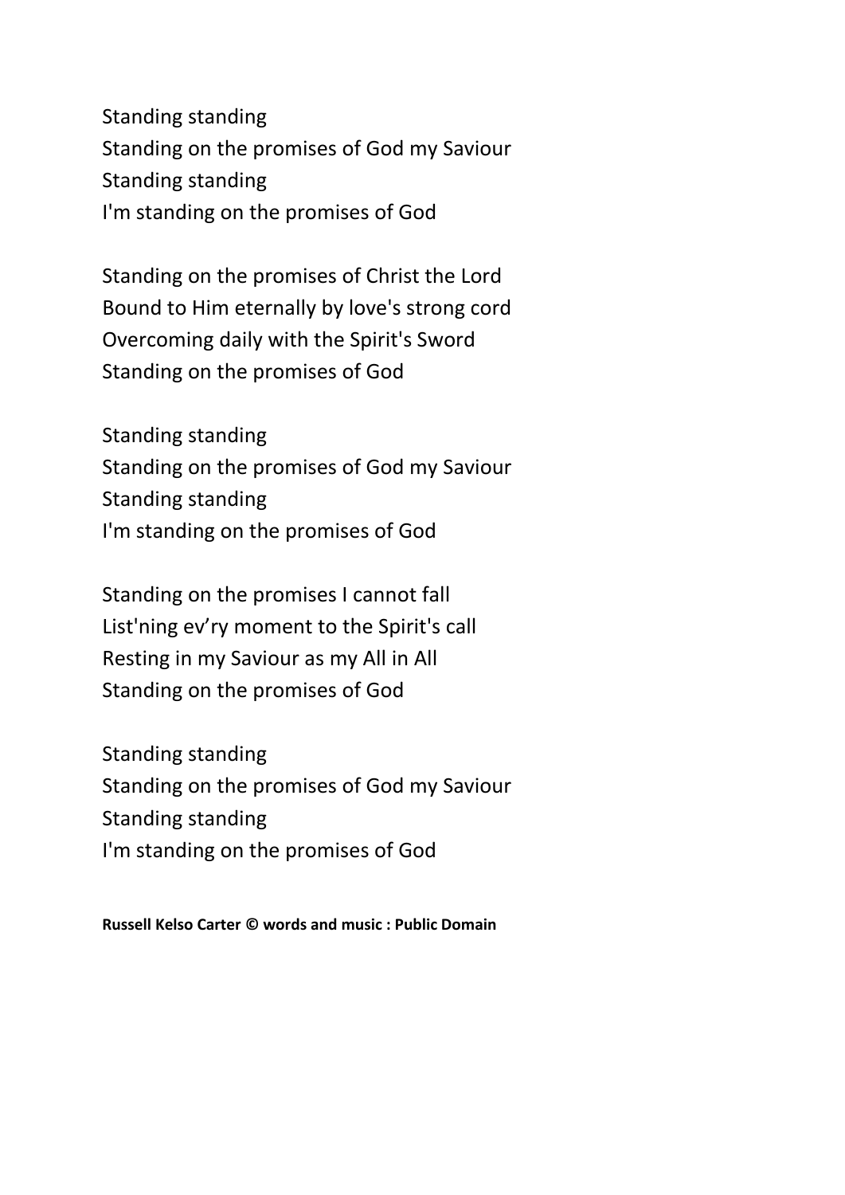Standing standing
Standing on the promises of God my Saviour
Standing standing
I'm standing on the promises of God

Standing on the promises of Christ the Lord
Bound to Him eternally by love's strong cord
Overcoming daily with the Spirit's Sword
Standing on the promises of God

Standing standing
Standing on the promises of God my Saviour
Standing standing
I'm standing on the promises of God

Standing on the promises I cannot fall
List'ning ev'ry moment to the Spirit's call
Resting in my Saviour as my All in All
Standing on the promises of God

Standing standing
Standing on the promises of God my Saviour
Standing standing
I'm standing on the promises of God

**Russell Kelso Carter © words and music : Public Domain**